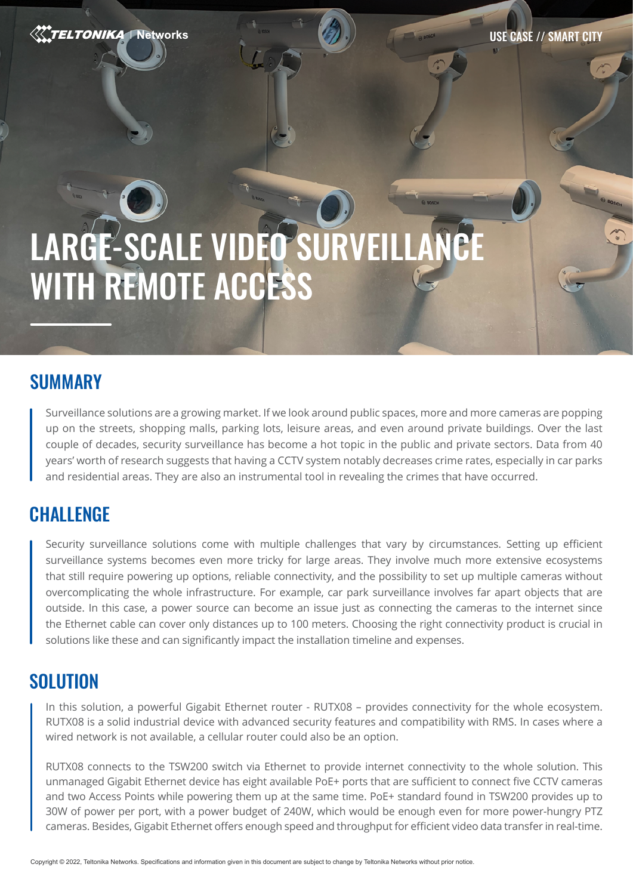USE CASE // SMART CITY

# LARGE-SCALE VIDEO SURVEILLANCE WITH REMOTE ACCESS

## SUMMARY

Surveillance solutions are a growing market. If we look around public spaces, more and more cameras are popping up on the streets, shopping malls, parking lots, leisure areas, and even around private buildings. Over the last couple of decades, security surveillance has become a hot topic in the public and private sectors. Data from 40 years' worth of research suggests that having a CCTV system notably decreases crime rates, especially in car parks and residential areas. They are also an instrumental tool in revealing the crimes that have occurred.

## CHALLENGE

Security surveillance solutions come with multiple challenges that vary by circumstances. Setting up efficient surveillance systems becomes even more tricky for large areas. They involve much more extensive ecosystems that still require powering up options, reliable connectivity, and the possibility to set up multiple cameras without overcomplicating the whole infrastructure. For example, car park surveillance involves far apart objects that are outside. In this case, a power source can become an issue just as connecting the cameras to the internet since the Ethernet cable can cover only distances up to 100 meters. Choosing the right connectivity product is crucial in solutions like these and can significantly impact the installation timeline and expenses.

## SOLUTION

In this solution, a powerful Gigabit Ethernet router - RUTX08 – provides connectivity for the whole ecosystem. RUTX08 is a solid industrial device with advanced security features and compatibility with RMS. In cases where a wired network is not available, a cellular router could also be an option.

RUTX08 connects to the TSW200 switch via Ethernet to provide internet connectivity to the whole solution. This unmanaged Gigabit Ethernet device has eight available PoE+ ports that are sufficient to connect five CCTV cameras and two Access Points while powering them up at the same time. PoE+ standard found in TSW200 provides up to 30W of power per port, with a power budget of 240W, which would be enough even for more power-hungry PTZ cameras. Besides, Gigabit Ethernet offers enough speed and throughput for efficient video data transfer in real-time.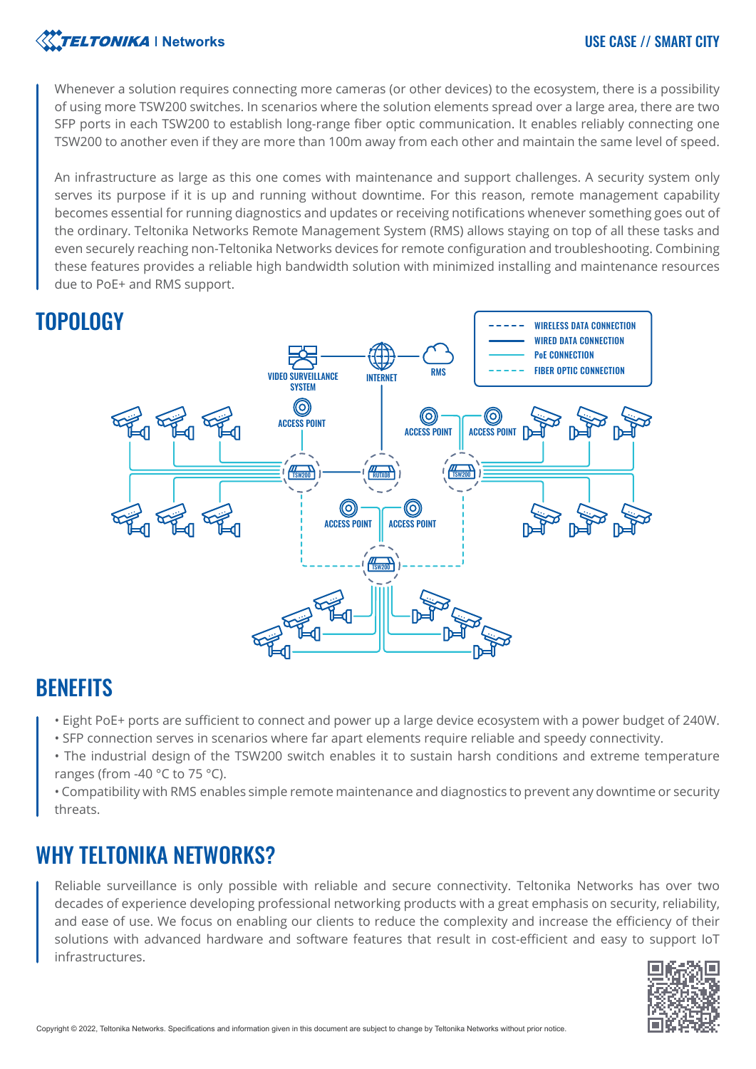Whenever a solution requires connecting more cameras (or other devices) to the ecosystem, there is a possibility of using more TSW200 switches. In scenarios where the solution elements spread over a large area, there are two SFP ports in each TSW200 to establish long-range fiber optic communication. It enables reliably connecting one TSW200 to another even if they are more than 100m away from each other and maintain the same level of speed.

An infrastructure as large as this one comes with maintenance and support challenges. A security system only serves its purpose if it is up and running without downtime. For this reason, remote management capability becomes essential for running diagnostics and updates or receiving notifications whenever something goes out of the ordinary. Teltonika Networks Remote Management System (RMS) allows staying on top of all these tasks and even securely reaching non-Teltonika Networks devices for remote configuration and troubleshooting. Combining these features provides a reliable high bandwidth solution with minimized installing and maintenance resources due to PoE+ and RMS support.

## TOPOLOGY

WIRELESS DATA CONNECTION
WIRED DATA CONNECTION
PoE CONNECTION
FIBER OPTIC CONNECTION

VIDEO SURVEILLANCE SYSTEM
INTERNET
RMS
ACCESS POINT
ACCESS POINT
ACCESS POINT
ACCESS POINT
ACCESS POINT
TSW200
RUTX08
TSW200
TSW200

## BENEFITS

- Eight PoE+ ports are sufficient to connect and power up a large device ecosystem with a power budget of 240W.
- SFP connection serves in scenarios where far apart elements require reliable and speedy connectivity.
- The industrial design of the TSW200 switch enables it to sustain harsh conditions and extreme temperature ranges (from -40 °C to 75 °C).
- Compatibility with RMS enables simple remote maintenance and diagnostics to prevent any downtime or security threats.

## WHY TELTONIKA NETWORKS?

Reliable surveillance is only possible with reliable and secure connectivity. Teltonika Networks has over two decades of experience developing professional networking products with a great emphasis on security, reliability, and ease of use. We focus on enabling our clients to reduce the complexity and increase the efficiency of their solutions with advanced hardware and software features that result in cost-efficient and easy to support IoT infrastructures.

Copyright © 2022, Teltonika Networks. Specifications and information given in this document are subject to change by Teltonika Networks without prior notice.